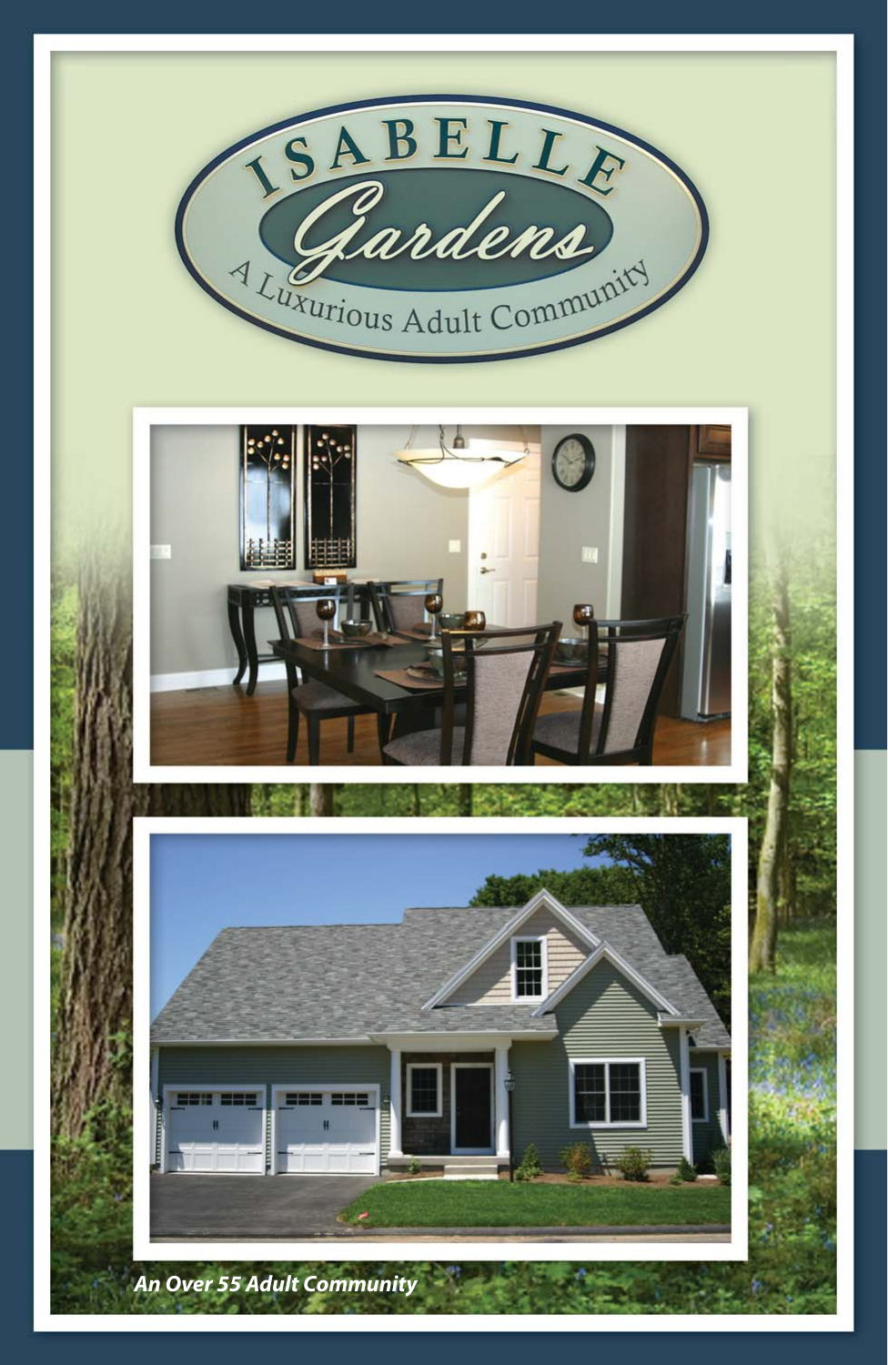# ISABELLE Gardens

A Luxurious Adult Community

***An Over 55 Adult Community***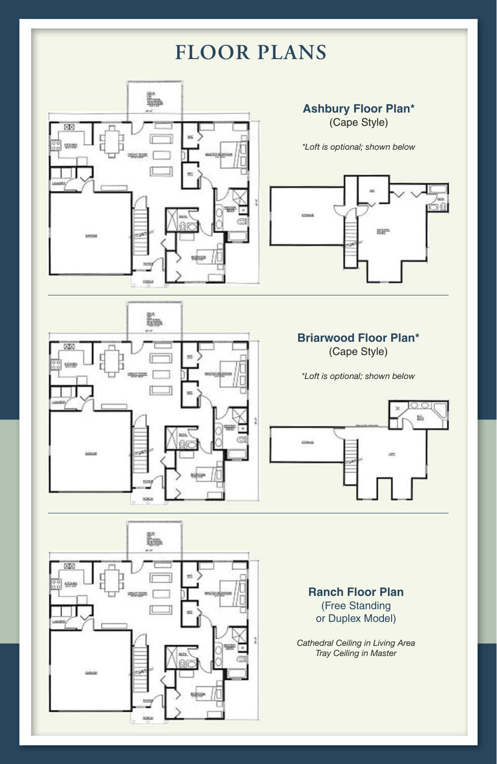# FLOOR PLANS

## Ashbury Floor Plan*

(Cape Style)

*\*Loft is optional; shown below*

## Briarwood Floor Plan*

(Cape Style)

*\*Loft is optional; shown below*

## Ranch Floor Plan

(Free Standing or Duplex Model)

*Cathedral Ceiling in Living Area*
*Tray Ceiling in Master*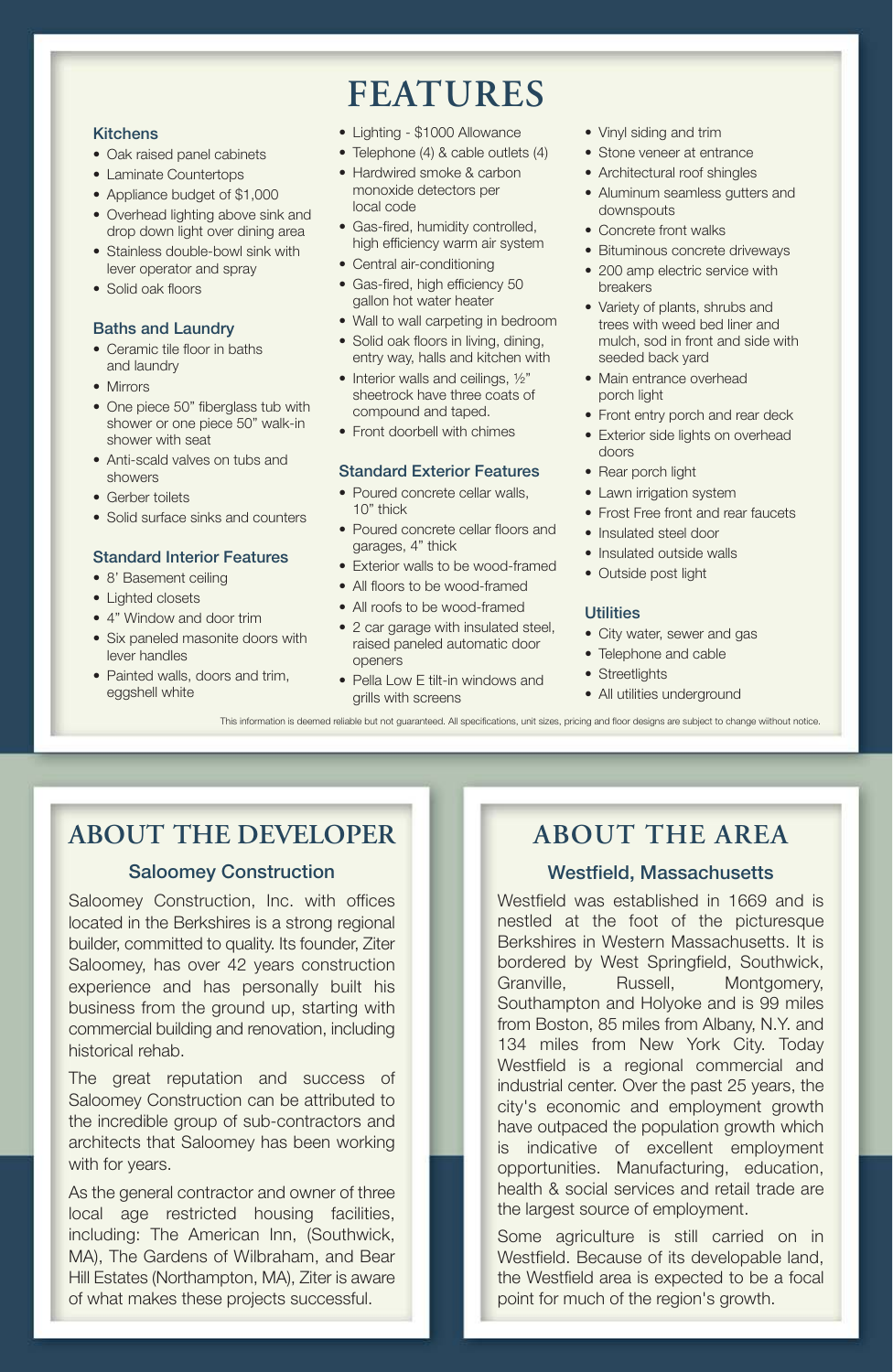# FEATURES

### Kitchens

- Oak raised panel cabinets
- Laminate Countertops
- Appliance budget of $1,000
- Overhead lighting above sink and drop down light over dining area
- Stainless double-bowl sink with lever operator and spray
- Solid oak floors

### Baths and Laundry

- Ceramic tile floor in baths and laundry
- Mirrors
- One piece 50" fiberglass tub with shower or one piece 50" walk-in shower with seat
- Anti-scald valves on tubs and showers
- Gerber toilets
- Solid surface sinks and counters

### Standard Interior Features

- 8' Basement ceiling
- Lighted closets
- 4" Window and door trim
- Six paneled masonite doors with lever handles
- Painted walls, doors and trim, eggshell white
- Lighting - $1000 Allowance
- Telephone (4) & cable outlets (4)
- Hardwired smoke & carbon monoxide detectors per local code
- Gas-fired, humidity controlled, high efficiency warm air system
- Central air-conditioning
- Gas-fired, high efficiency 50 gallon hot water heater
- Wall to wall carpeting in bedroom
- Solid oak floors in living, dining, entry way, halls and kitchen with
- Interior walls and ceilings, ½" sheetrock have three coats of compound and taped.
- Front doorbell with chimes

### Standard Exterior Features

- Poured concrete cellar walls, 10" thick
- Poured concrete cellar floors and garages, 4" thick
- Exterior walls to be wood-framed
- All floors to be wood-framed
- All roofs to be wood-framed
- 2 car garage with insulated steel, raised paneled automatic door openers
- Pella Low E tilt-in windows and grills with screens
- Vinyl siding and trim
- Stone veneer at entrance
- Architectural roof shingles
- Aluminum seamless gutters and downspouts
- Concrete front walks
- Bituminous concrete driveways
- 200 amp electric service with breakers
- Variety of plants, shrubs and trees with weed bed liner and mulch, sod in front and side with seeded back yard
- Main entrance overhead porch light
- Front entry porch and rear deck
- Exterior side lights on overhead doors
- Rear porch light
- Lawn irrigation system
- Frost Free front and rear faucets
- Insulated steel door
- Insulated outside walls
- Outside post light

### Utilities

- City water, sewer and gas
- Telephone and cable
- Streetlights
- All utilities underground

This information is deemed reliable but not guaranteed. All specifications, unit sizes, pricing and floor designs are subject to change without notice.

# ABOUT THE DEVELOPER

### Saloomey Construction

Saloomey Construction, Inc. with offices located in the Berkshires is a strong regional builder, committed to quality. Its founder, Ziter Saloomey, has over 42 years construction experience and has personally built his business from the ground up, starting with commercial building and renovation, including historical rehab.

The great reputation and success of Saloomey Construction can be attributed to the incredible group of sub-contractors and architects that Saloomey has been working with for years.

As the general contractor and owner of three local age restricted housing facilities, including: The American Inn, (Southwick, MA), The Gardens of Wilbraham, and Bear Hill Estates (Northampton, MA), Ziter is aware of what makes these projects successful.

# ABOUT THE AREA

### Westfield, Massachusetts

Westfield was established in 1669 and is nestled at the foot of the picturesque Berkshires in Western Massachusetts. It is bordered by West Springfield, Southwick, Granville, Russell, Montgomery, Southampton and Holyoke and is 99 miles from Boston, 85 miles from Albany, N.Y. and 134 miles from New York City. Today Westfield is a regional commercial and industrial center. Over the past 25 years, the city's economic and employment growth have outpaced the population growth which is indicative of excellent employment opportunities. Manufacturing, education, health & social services and retail trade are the largest source of employment.

Some agriculture is still carried on in Westfield. Because of its developable land, the Westfield area is expected to be a focal point for much of the region's growth.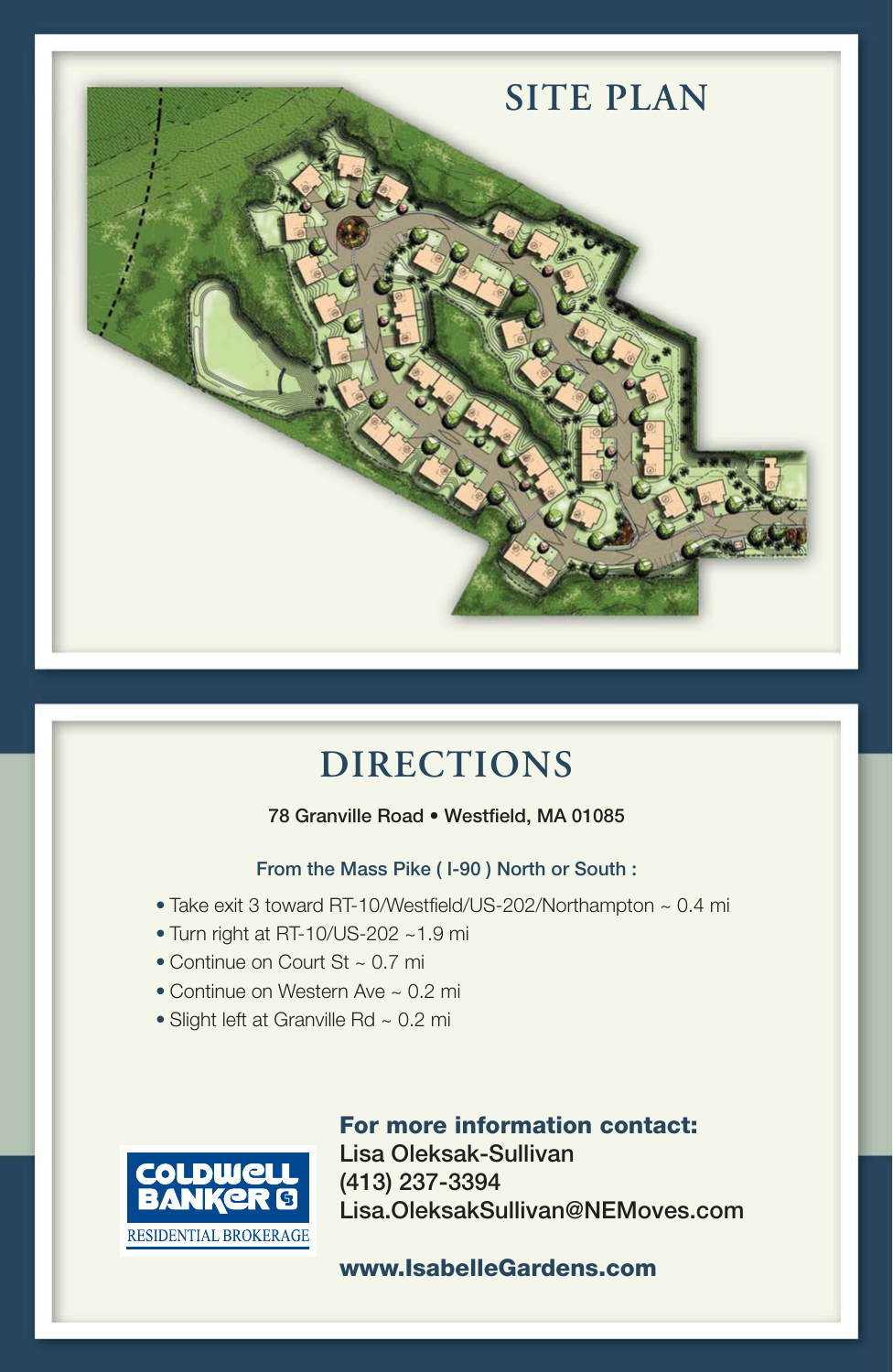# SITE PLAN

# DIRECTIONS

**78 Granville Road • Westfield, MA 01085**

**From the Mass Pike ( I-90 ) North or South :**

- Take exit 3 toward RT-10/Westfield/US-202/Northampton ~ 0.4 mi
- Turn right at RT-10/US-202 ~1.9 mi
- Continue on Court St ~ 0.7 mi
- Continue on Western Ave ~ 0.2 mi
- Slight left at Granville Rd ~ 0.2 mi

COLDWELL BANKER
RESIDENTIAL BROKERAGE

**For more information contact:**
Lisa Oleksak-Sullivan
(413) 237-3394
Lisa.OleksakSullivan@NEMoves.com

**www.IsabelleGardens.com**